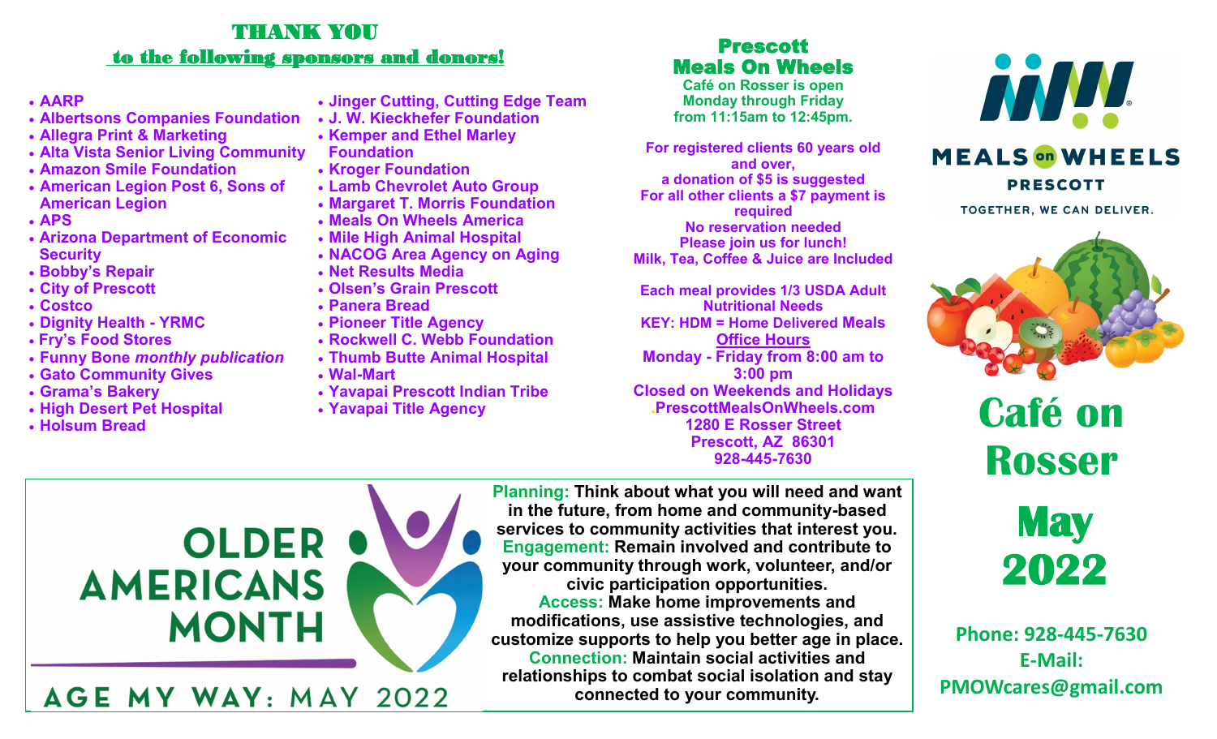# THANK YOU

## to the following sponsors and donors!

- AARP
- Albertsons Companies Foundation
- Allegra Print & Marketing
- Alta Vista Senior Living Community
- Amazon Smile Foundation
- American Legion Post 6, Sons of American Legion
- APS
- Arizona Department of Economic Security
- Bobby's Repair
- City of Prescott
- Costco
- Dignity Health - YRMC
- Fry's Food Stores
- Funny Bone *monthly publication*
- Gato Community Gives
- Grama's Bakery
- High Desert Pet Hospital
- Holsum Bread
- Jinger Cutting, Cutting Edge Team
- J. W. Kieckhefer Foundation
- Kemper and Ethel Marley Foundation
- Kroger Foundation
- Lamb Chevrolet Auto Group
- Margaret T. Morris Foundation
- Meals On Wheels America
- Mile High Animal Hospital
- NACOG Area Agency on Aging
- Net Results Media
- Olsen's Grain Prescott
- Panera Bread
- Pioneer Title Agency
- Rockwell C. Webb Foundation
- Thumb Butte Animal Hospital
- Wal-Mart
- Yavapai Prescott Indian Tribe
- Yavapai Title Agency

## Prescott Meals On Wheels

**Café on Rosser is open Monday through Friday from 11:15am to 12:45pm.**

**For registered clients 60 years old and over, a donation of $5 is suggested**
**For all other clients a $7 payment is required**
**No reservation needed**
**Please join us for lunch!**
**Milk, Tea, Coffee & Juice are Included**

**Each meal provides 1/3 USDA Adult Nutritional Needs**
**KEY: HDM = Home Delivered Meals**

**Office Hours**
**Monday - Friday from 8:00 am to 3:00 pm**
**Closed on Weekends and Holidays**
**.PrescottMealsOnWheels.com**
**1280 E Rosser Street**
**Prescott, AZ 86301**
**928-445-7630**

MEALS on WHEELS PRESCOTT
TOGETHER, WE CAN DELIVER.

# Café on Rosser

# May 2022

**Phone: 928-445-7630**
**E-Mail: PMOWcares@gmail.com**

OLDER AMERICANS MONTH
AGE MY WAY: MAY 2022

**Planning:** Think about what you will need and want in the future, from home and community-based services to community activities that interest you.
**Engagement:** Remain involved and contribute to your community through work, volunteer, and/or civic participation opportunities.
**Access:** Make home improvements and modifications, use assistive technologies, and customize supports to help you better age in place.
**Connection:** Maintain social activities and relationships to combat social isolation and stay connected to your community.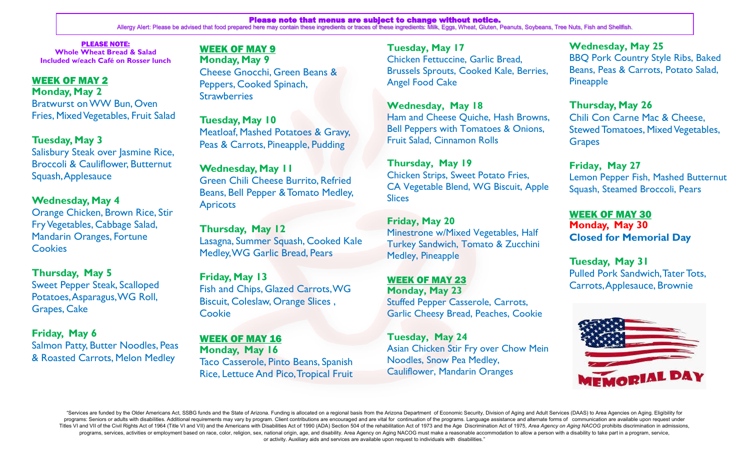**Please note that menus are subject to change without notice.**

Allergy Alert: Please be advised that food prepared here may contain these ingredients or traces of these ingredients: Milk, Eggs, Wheat, Gluten, Peanuts, Soybeans, Tree Nuts, Fish and Shellfish.

**PLEASE NOTE:**
**Whole Wheat Bread & Salad Included w/each Café on Rosser lunch**

## WEEK OF MAY 2

**Monday, May 2**
Bratwurst on WW Bun, Oven Fries, Mixed Vegetables, Fruit Salad

**Tuesday, May 3**
Salisbury Steak over Jasmine Rice, Broccoli & Cauliflower, Butternut Squash, Applesauce

**Wednesday, May 4**
Orange Chicken, Brown Rice, Stir Fry Vegetables, Cabbage Salad, Mandarin Oranges, Fortune Cookies

**Thursday, May 5**
Sweet Pepper Steak, Scalloped Potatoes, Asparagus, WG Roll, Grapes, Cake

**Friday, May 6**
Salmon Patty, Butter Noodles, Peas & Roasted Carrots, Melon Medley

## WEEK OF MAY 9

**Monday, May 9**
Cheese Gnocchi, Green Beans & Peppers, Cooked Spinach, Strawberries

**Tuesday, May 10**
Meatloaf, Mashed Potatoes & Gravy, Peas & Carrots, Pineapple, Pudding

**Wednesday, May 11**
Green Chili Cheese Burrito, Refried Beans, Bell Pepper & Tomato Medley, Apricots

**Thursday, May 12**
Lasagna, Summer Squash, Cooked Kale Medley, WG Garlic Bread, Pears

**Friday, May 13**
Fish and Chips, Glazed Carrots, WG Biscuit, Coleslaw, Orange Slices, Cookie

## WEEK OF MAY 16

**Monday, May 16**
Taco Casserole, Pinto Beans, Spanish Rice, Lettuce And Pico, Tropical Fruit

**Tuesday, May 17**
Chicken Fettuccine, Garlic Bread, Brussels Sprouts, Cooked Kale, Berries, Angel Food Cake

**Wednesday, May 18**
Ham and Cheese Quiche, Hash Browns, Bell Peppers with Tomatoes & Onions, Fruit Salad, Cinnamon Rolls

**Thursday, May 19**
Chicken Strips, Sweet Potato Fries, CA Vegetable Blend, WG Biscuit, Apple Slices

**Friday, May 20**
Minestrone w/Mixed Vegetables, Half Turkey Sandwich, Tomato & Zucchini Medley, Pineapple

## WEEK OF MAY 23

**Monday, May 23**
Stuffed Pepper Casserole, Carrots, Garlic Cheesy Bread, Peaches, Cookie

**Tuesday, May 24**
Asian Chicken Stir Fry over Chow Mein Noodles, Snow Pea Medley, Cauliflower, Mandarin Oranges

**Wednesday, May 25**
BBQ Pork Country Style Ribs, Baked Beans, Peas & Carrots, Potato Salad, Pineapple

**Thursday, May 26**
Chili Con Carne Mac & Cheese, Stewed Tomatoes, Mixed Vegetables, Grapes

**Friday, May 27**
Lemon Pepper Fish, Mashed Butternut Squash, Steamed Broccoli, Pears

## WEEK OF MAY 30

**Monday, May 30**
**Closed for Memorial Day**

**Tuesday, May 31**
Pulled Pork Sandwich, Tater Tots, Carrots, Applesauce, Brownie

"Services are funded by the Older Americans Act, SSBG funds and the State of Arizona. Funding is allocated on a regional basis from the Arizona Department of Economic Security, Division of Aging and Adult Services (DAAS) to Area Agencies on Aging. Eligibility for programs: Seniors or adults with disabilities. Additional requirements may vary by program. Client contributions are encouraged and are vital for continuation of the programs. Language assistance and alternate forms of communication are available upon request under Titles VI and VII of the Civil Rights Act of 1964 (Title VI and VII) and the Americans with Disabilities Act of 1990 (ADA) Section 504 of the rehabilitation Act of 1973 and the Age Discrimination Act of 1975, *Area Agency on Aging NACOG* prohibits discrimination in admissions, programs, services, activities or employment based on race, color, religion, sex, national origin, age, and disability. Area Agency on Aging NACOG must make a reasonable accommodation to allow a person with a disability to take part in a program, service, or activity. Auxiliary aids and services are available upon request to individuals with disabilities."